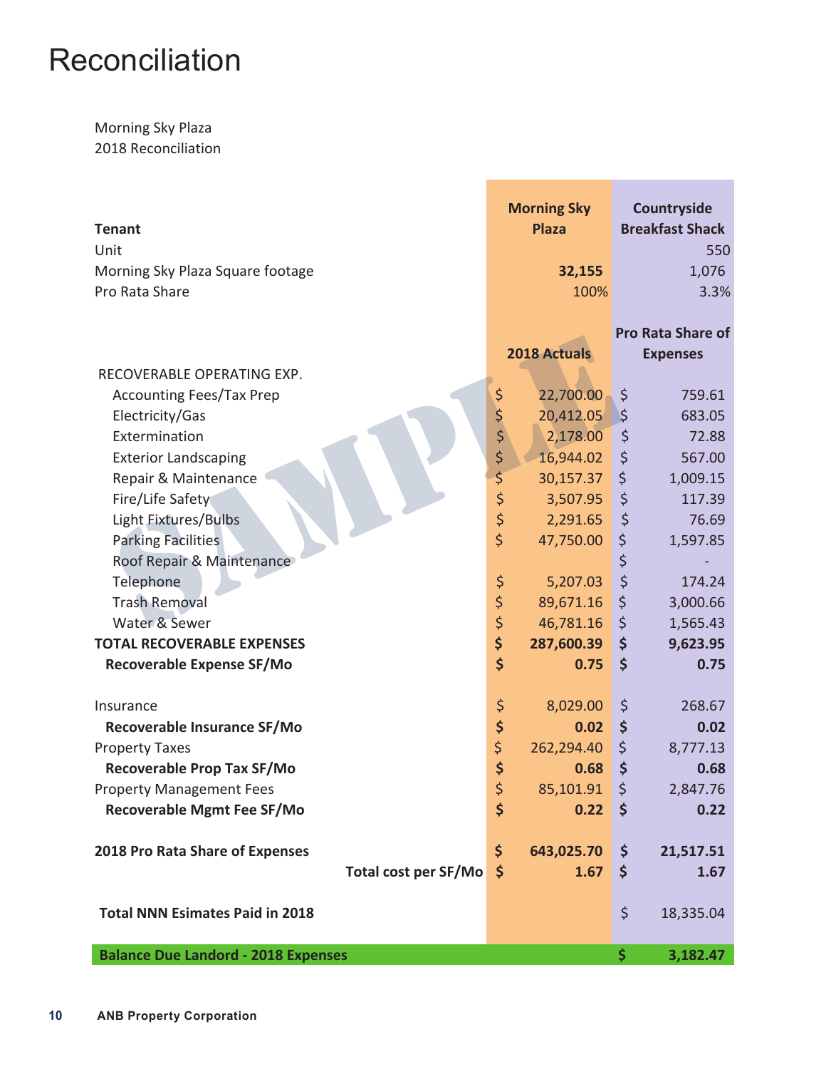# Reconciliation

Morning Sky Plaza
2018 Reconciliation

| Tenant | Morning Sky Plaza | Countryside Breakfast Shack |
|---|---|---|
| Unit | | 550 |
| Morning Sky Plaza Square footage | **32,155** | 1,076 |
| Pro Rata Share | 100% | 3.3% |
| | **2018 Actuals** | **Pro Rata Share of Expenses** |
| RECOVERABLE OPERATING EXP. | | |
| Accounting Fees/Tax Prep | $ 22,700.00 | $ 759.61 |
| Electricity/Gas | $ 20,412.05 | $ 683.05 |
| Extermination | $ 2,178.00 | $ 72.88 |
| Exterior Landscaping | $ 16,944.02 | $ 567.00 |
| Repair & Maintenance | $ 30,157.37 | $ 1,009.15 |
| Fire/Life Safety | $ 3,507.95 | $ 117.39 |
| Light Fixtures/Bulbs | $ 2,291.65 | $ 76.69 |
| Parking Facilities | $ 47,750.00 | $ 1,597.85 |
| Roof Repair & Maintenance | | $ - |
| Telephone | $ 5,207.03 | $ 174.24 |
| Trash Removal | $ 89,671.16 | $ 3,000.66 |
| Water & Sewer | $ 46,781.16 | $ 1,565.43 |
| **TOTAL RECOVERABLE EXPENSES** | **$ 287,600.39** | **$ 9,623.95** |
| **Recoverable Expense SF/Mo** | **$ 0.75** | **$ 0.75** |
| Insurance | $ 8,029.00 | $ 268.67 |
| **Recoverable Insurance SF/Mo** | **$ 0.02** | **$ 0.02** |
| Property Taxes | $ 262,294.40 | $ 8,777.13 |
| **Recoverable Prop Tax SF/Mo** | **$ 0.68** | **$ 0.68** |
| Property Management Fees | $ 85,101.91 | $ 2,847.76 |
| **Recoverable Mgmt Fee SF/Mo** | **$ 0.22** | **$ 0.22** |
| **2018 Pro Rata Share of Expenses** | **$ 643,025.70** | **$ 21,517.51** |
| **Total cost per SF/Mo** | **$ 1.67** | **$ 1.67** |
| **Total NNN Esimates Paid in 2018** | | $ 18,335.04 |
| **Balance Due Landord - 2018 Expenses** | | **$ 3,182.47** |

ANB Property Corporation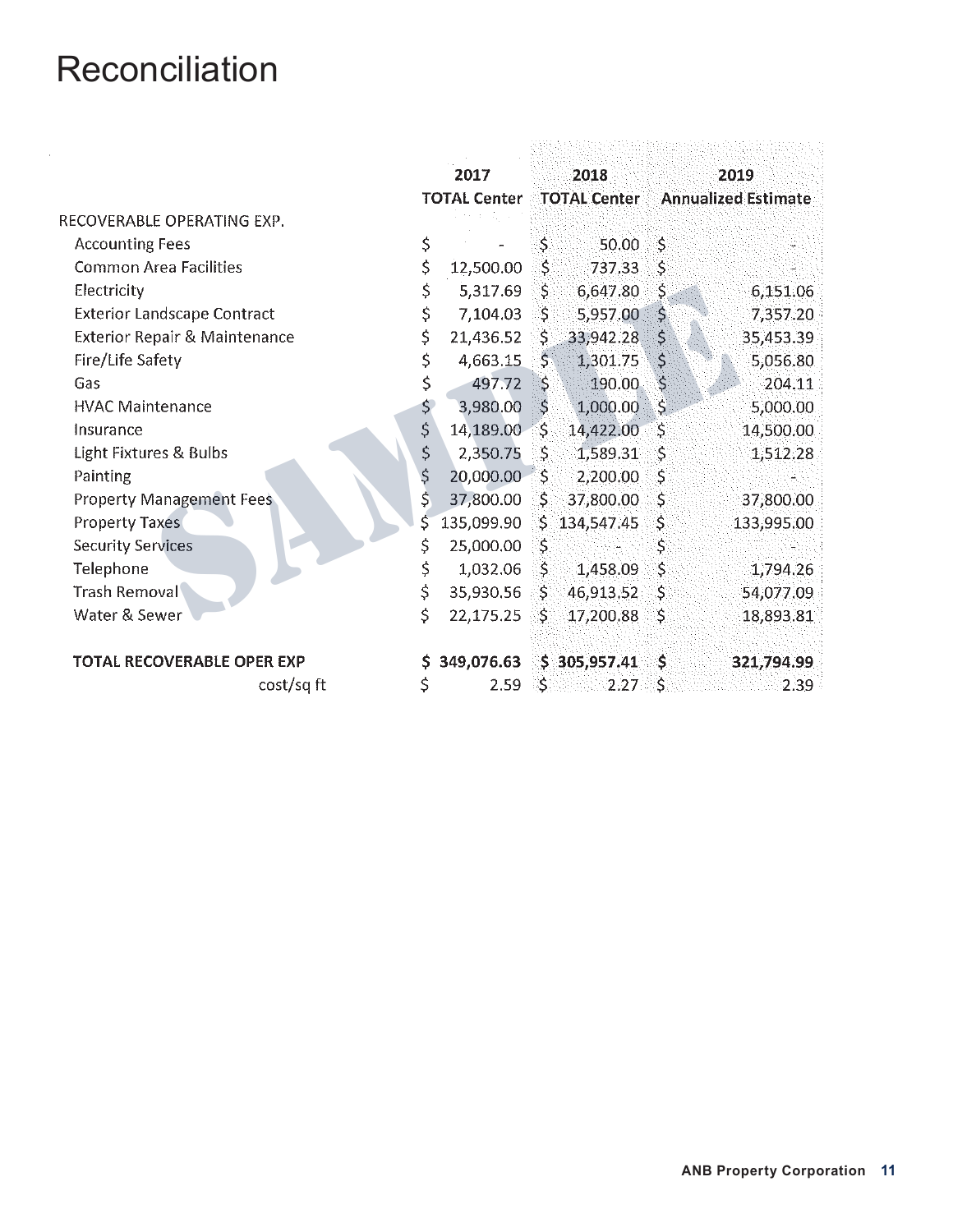# Reconciliation

| | 2017 TOTAL Center | 2018 TOTAL Center | 2019 Annualized Estimate |
|---|---|---|---|
| RECOVERABLE OPERATING EXP. | | | |
| Accounting Fees | $ - | $ 50.00 | $ - |
| Common Area Facilities | $ 12,500.00 | $ 737.33 | $ - |
| Electricity | $ 5,317.69 | $ 6,647.80 | $ 6,151.06 |
| Exterior Landscape Contract | $ 7,104.03 | $ 5,957.00 | $ 7,357.20 |
| Exterior Repair & Maintenance | $ 21,436.52 | $ 33,942.28 | $ 35,453.39 |
| Fire/Life Safety | $ 4,663.15 | $ 1,301.75 | $ 5,056.80 |
| Gas | $ 497.72 | $ 190.00 | $ 204.11 |
| HVAC Maintenance | $ 3,980.00 | $ 1,000.00 | $ 5,000.00 |
| Insurance | $ 14,189.00 | $ 14,422.00 | $ 14,500.00 |
| Light Fixtures & Bulbs | $ 2,350.75 | $ 1,589.31 | $ 1,512.28 |
| Painting | $ 20,000.00 | $ 2,200.00 | $ - |
| Property Management Fees | $ 37,800.00 | $ 37,800.00 | $ 37,800.00 |
| Property Taxes | $ 135,099.90 | $ 134,547.45 | $ 133,995.00 |
| Security Services | $ 25,000.00 | $ - | $ - |
| Telephone | $ 1,032.06 | $ 1,458.09 | $ 1,794.26 |
| Trash Removal | $ 35,930.56 | $ 46,913.52 | $ 54,077.09 |
| Water & Sewer | $ 22,175.25 | $ 17,200.88 | $ 18,893.81 |
| **TOTAL RECOVERABLE OPER EXP** | **$ 349,076.63** | **$ 305,957.41** | **$ 321,794.99** |
| cost/sq ft | $ 2.59 | $ 2.27 | $ 2.39 |

SAMPLE